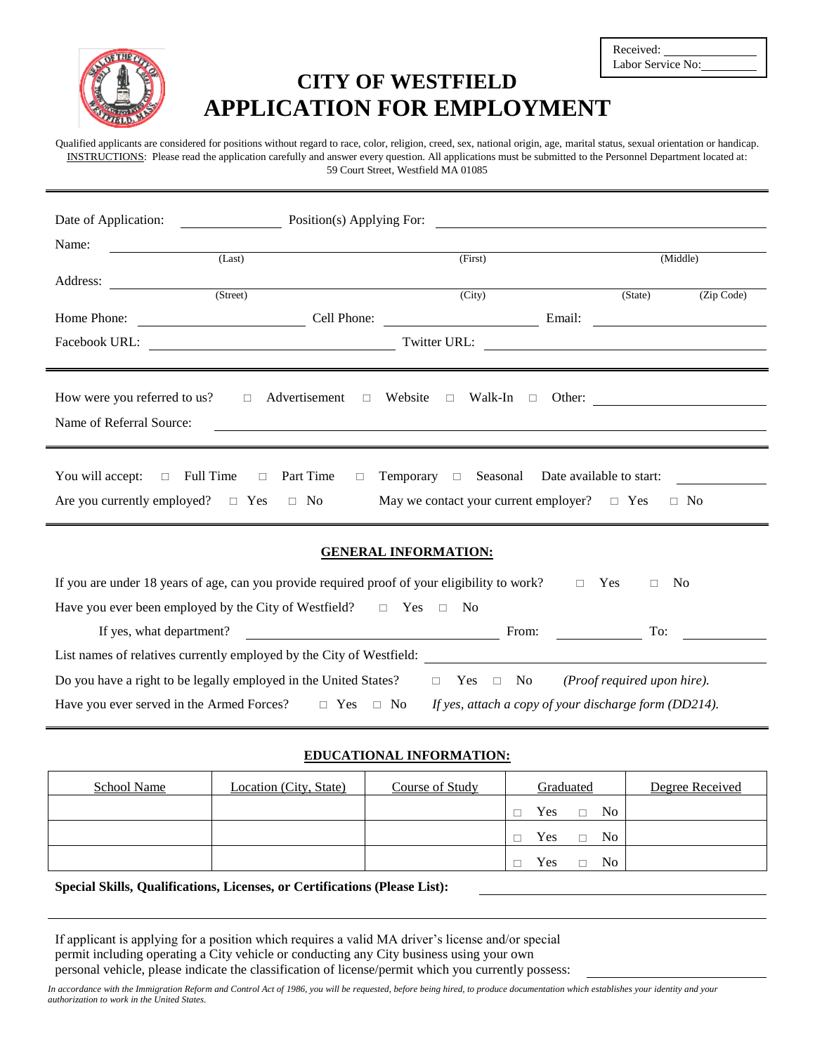Received: ______________
Labor Service No: __________

# CITY OF WESTFIELD
# APPLICATION FOR EMPLOYMENT

Qualified applicants are considered for positions without regard to race, color, religion, creed, sex, national origin, age, marital status, sexual orientation or handicap. INSTRUCTIONS: Please read the application carefully and answer every question. All applications must be submitted to the Personnel Department located at: 59 Court Street, Westfield MA 01085

---

Date of Application: ______________ Position(s) Applying For: ______________________________

Name: ______________________________________________________________
(Last) (First) (Middle)

Address: ______________________________________________________________
(Street) (City) (State) (Zip Code)

Home Phone: ______________ Cell Phone: ______________ Email: ______________

Facebook URL: ______________________ Twitter URL: ______________________

---

How were you referred to us? □ Advertisement □ Website □ Walk-In □ Other: ______________

Name of Referral Source: ______________________________________________

---

You will accept: □ Full Time □ Part Time □ Temporary □ Seasonal Date available to start: __________

Are you currently employed? □ Yes □ No May we contact your current employer? □ Yes □ No

---

## GENERAL INFORMATION:

If you are under 18 years of age, can you provide required proof of your eligibility to work? □ Yes □ No

Have you ever been employed by the City of Westfield? □ Yes □ No

If yes, what department? ______________________ From: __________ To: __________

List names of relatives currently employed by the City of Westfield: ______________________________

Do you have a right to be legally employed in the United States? □ Yes □ No *(Proof required upon hire).*

Have you ever served in the Armed Forces? □ Yes □ No *If yes, attach a copy of your discharge form (DD214).*

---

## EDUCATIONAL INFORMATION:

| School Name | Location (City, State) | Course of Study | Graduated | Degree Received |
|---|---|---|---|---|
| | | | □ Yes □ No | |
| | | | □ Yes □ No | |
| | | | □ Yes □ No | |

**Special Skills, Qualifications, Licenses, or Certifications (Please List):** ______________________________

______________________________________________________________

If applicant is applying for a position which requires a valid MA driver's license and/or special permit including operating a City vehicle or conducting any City business using your own personal vehicle, please indicate the classification of license/permit which you currently possess: ______________

*In accordance with the Immigration Reform and Control Act of 1986, you will be requested, before being hired, to produce documentation which establishes your identity and your authorization to work in the United States.*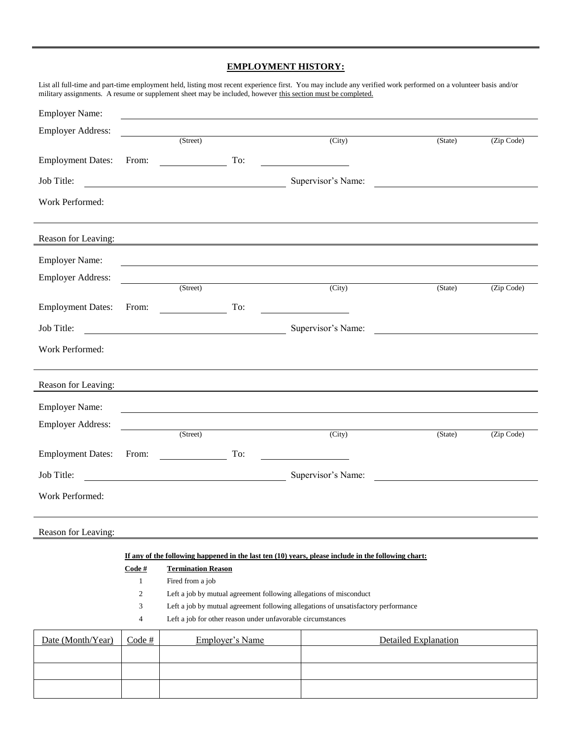## EMPLOYMENT HISTORY:

List all full-time and part-time employment held, listing most recent experience first. You may include any verified work performed on a volunteer basis and/or military assignments. A resume or supplement sheet may be included, however this section must be completed.

Employer Name: ______________________________

Employer Address: ______________________________
(Street) (City) (State) (Zip Code)

Employment Dates: From: __________ To: __________

Job Title: ______________________________ Supervisor's Name: ______________________________

Work Performed:

Reason for Leaving:

---

Employer Name: ______________________________

Employer Address: ______________________________
(Street) (City) (State) (Zip Code)

Employment Dates: From: __________ To: __________

Job Title: ______________________________ Supervisor's Name: ______________________________

Work Performed:

Reason for Leaving:

---

Employer Name: ______________________________

Employer Address: ______________________________
(Street) (City) (State) (Zip Code)

Employment Dates: From: __________ To: __________

Job Title: ______________________________ Supervisor's Name: ______________________________

Work Performed:

Reason for Leaving:

---

**If any of the following happened in the last ten (10) years, please include in the following chart:**

| Code # | Termination Reason |
|---|---|
| 1 | Fired from a job |
| 2 | Left a job by mutual agreement following allegations of misconduct |
| 3 | Left a job by mutual agreement following allegations of unsatisfactory performance |
| 4 | Left a job for other reason under unfavorable circumstances |

| Date (Month/Year) | Code # | Employer's Name | Detailed Explanation |
|---|---|---|---|
| | | | |
| | | | |
| | | | |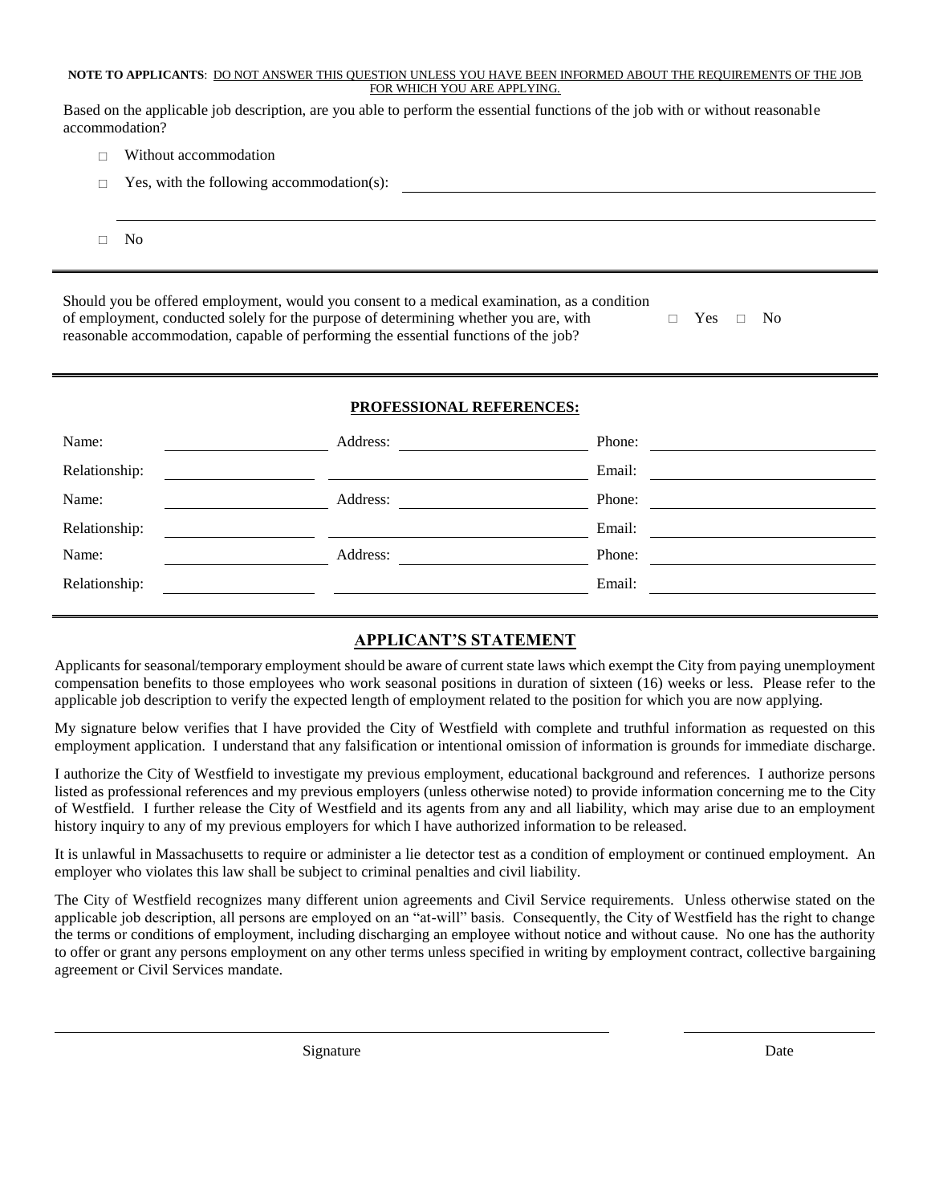**NOTE TO APPLICANTS**: DO NOT ANSWER THIS QUESTION UNLESS YOU HAVE BEEN INFORMED ABOUT THE REQUIREMENTS OF THE JOB FOR WHICH YOU ARE APPLYING.

Based on the applicable job description, are you able to perform the essential functions of the job with or without reasonable accommodation?

- □ Without accommodation
- □ Yes, with the following accommodation(s): ______________________________
  ______________________________________________________________________
- □ No

---

Should you be offered employment, would you consent to a medical examination, as a condition of employment, conducted solely for the purpose of determining whether you are, with reasonable accommodation, capable of performing the essential functions of the job? □ Yes □ No

---

**PROFESSIONAL REFERENCES:**

| | | | | | |
|---|---|---|---|---|---|
| Name: | | Address: | | Phone: | |
| Relationship: | | | | Email: | |
| Name: | | Address: | | Phone: | |
| Relationship: | | | | Email: | |
| Name: | | Address: | | Phone: | |
| Relationship: | | | | Email: | |

---

## APPLICANT'S STATEMENT

Applicants for seasonal/temporary employment should be aware of current state laws which exempt the City from paying unemployment compensation benefits to those employees who work seasonal positions in duration of sixteen (16) weeks or less. Please refer to the applicable job description to verify the expected length of employment related to the position for which you are now applying.

My signature below verifies that I have provided the City of Westfield with complete and truthful information as requested on this employment application. I understand that any falsification or intentional omission of information is grounds for immediate discharge.

I authorize the City of Westfield to investigate my previous employment, educational background and references. I authorize persons listed as professional references and my previous employers (unless otherwise noted) to provide information concerning me to the City of Westfield. I further release the City of Westfield and its agents from any and all liability, which may arise due to an employment history inquiry to any of my previous employers for which I have authorized information to be released.

It is unlawful in Massachusetts to require or administer a lie detector test as a condition of employment or continued employment. An employer who violates this law shall be subject to criminal penalties and civil liability.

The City of Westfield recognizes many different union agreements and Civil Service requirements. Unless otherwise stated on the applicable job description, all persons are employed on an "at-will" basis. Consequently, the City of Westfield has the right to change the terms or conditions of employment, including discharging an employee without notice and without cause. No one has the authority to offer or grant any persons employment on any other terms unless specified in writing by employment contract, collective bargaining agreement or Civil Services mandate.

______________________________________________ ____________________

Signature Date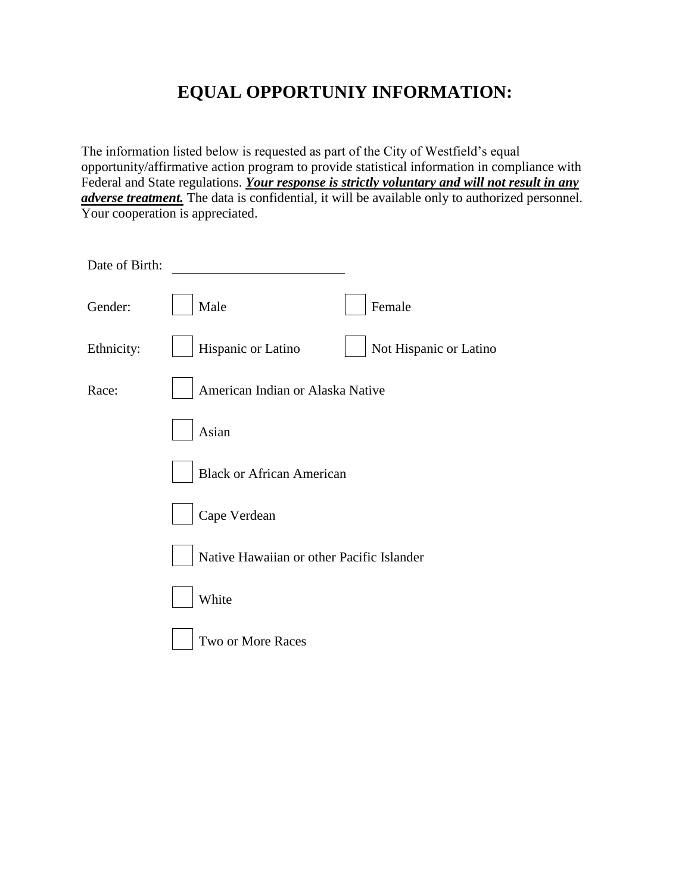# EQUAL OPPORTUNIY INFORMATION:

The information listed below is requested as part of the City of Westfield's equal opportunity/affirmative action program to provide statistical information in compliance with Federal and State regulations. ***Your response is strictly voluntary and will not result in any adverse treatment.*** The data is confidential, it will be available only to authorized personnel. Your cooperation is appreciated.

Date of Birth: ______________________

Gender: ☐ Male ☐ Female

Ethnicity: ☐ Hispanic or Latino ☐ Not Hispanic or Latino

Race:
- ☐ American Indian or Alaska Native
- ☐ Asian
- ☐ Black or African American
- ☐ Cape Verdean
- ☐ Native Hawaiian or other Pacific Islander
- ☐ White
- ☐ Two or More Races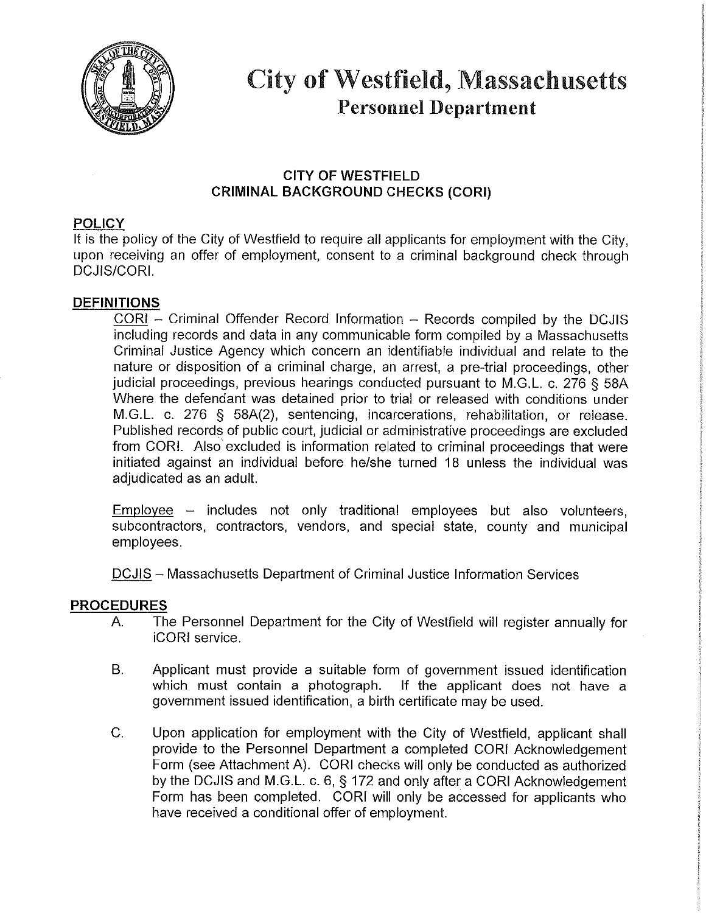# City of Westfield, Massachusetts

## Personnel Department

### CITY OF WESTFIELD
### CRIMINAL BACKGROUND CHECKS (CORI)

**POLICY**

It is the policy of the City of Westfield to require all applicants for employment with the City, upon receiving an offer of employment, consent to a criminal background check through DCJIS/CORI.

**DEFINITIONS**

CORI – Criminal Offender Record Information – Records compiled by the DCJIS including records and data in any communicable form compiled by a Massachusetts Criminal Justice Agency which concern an identifiable individual and relate to the nature or disposition of a criminal charge, an arrest, a pre-trial proceedings, other judicial proceedings, previous hearings conducted pursuant to M.G.L. c. 276 § 58A Where the defendant was detained prior to trial or released with conditions under M.G.L. c. 276 § 58A(2), sentencing, incarcerations, rehabilitation, or release. Published records of public court, judicial or administrative proceedings are excluded from CORI. Also excluded is information related to criminal proceedings that were initiated against an individual before he/she turned 18 unless the individual was adjudicated as an adult.

Employee – includes not only traditional employees but also volunteers, subcontractors, contractors, vendors, and special state, county and municipal employees.

DCJIS – Massachusetts Department of Criminal Justice Information Services

**PROCEDURES**

A. The Personnel Department for the City of Westfield will register annually for iCORI service.

B. Applicant must provide a suitable form of government issued identification which must contain a photograph. If the applicant does not have a government issued identification, a birth certificate may be used.

C. Upon application for employment with the City of Westfield, applicant shall provide to the Personnel Department a completed CORI Acknowledgement Form (see Attachment A). CORI checks will only be conducted as authorized by the DCJIS and M.G.L. c. 6, § 172 and only after a CORI Acknowledgement Form has been completed. CORI will only be accessed for applicants who have received a conditional offer of employment.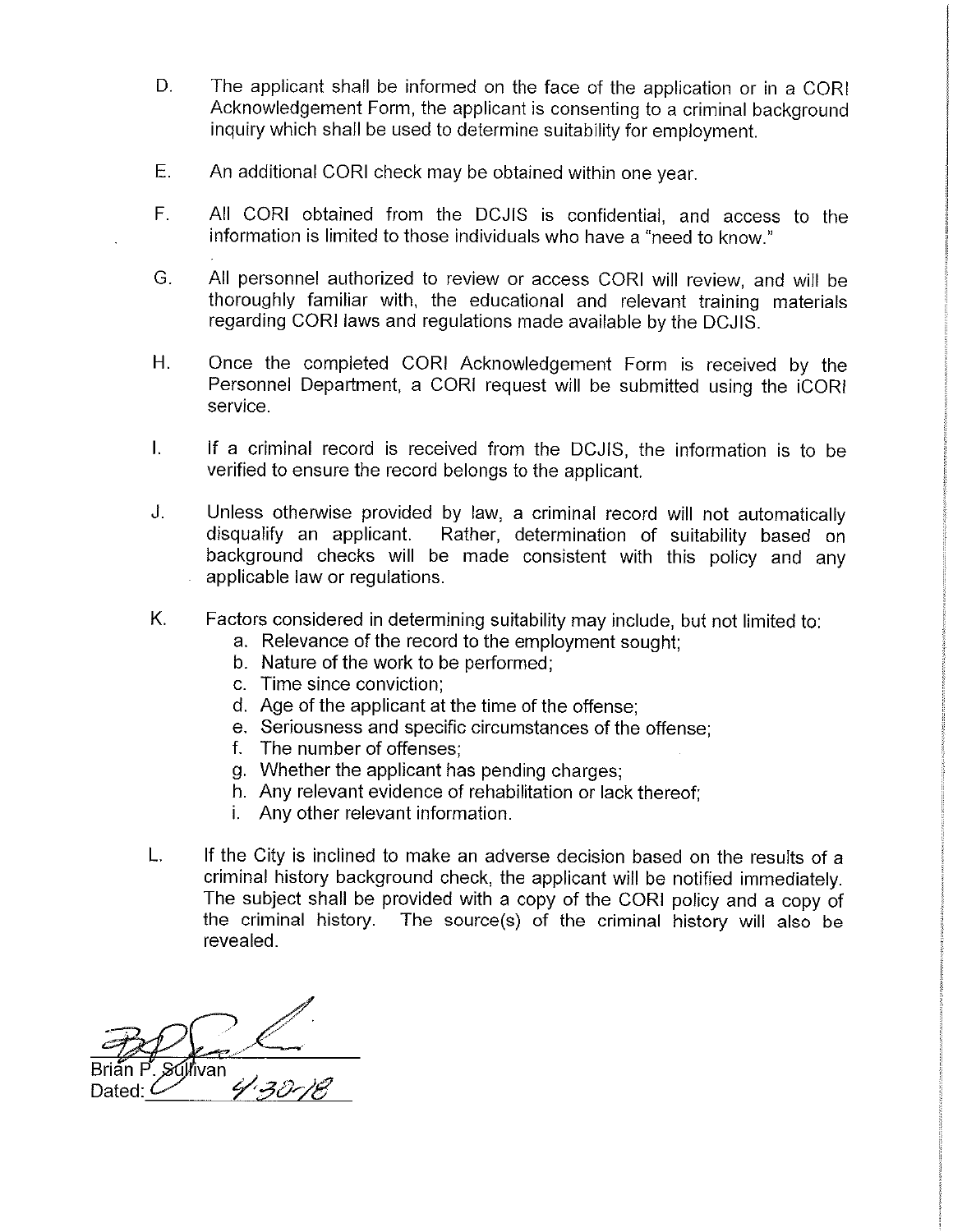D. The applicant shall be informed on the face of the application or in a CORI Acknowledgement Form, the applicant is consenting to a criminal background inquiry which shall be used to determine suitability for employment.

E. An additional CORI check may be obtained within one year.

F. All CORI obtained from the DCJIS is confidential, and access to the information is limited to those individuals who have a "need to know."

G. All personnel authorized to review or access CORI will review, and will be thoroughly familiar with, the educational and relevant training materials regarding CORI laws and regulations made available by the DCJIS.

H. Once the completed CORI Acknowledgement Form is received by the Personnel Department, a CORI request will be submitted using the iCORI service.

I. If a criminal record is received from the DCJIS, the information is to be verified to ensure the record belongs to the applicant.

J. Unless otherwise provided by law, a criminal record will not automatically disqualify an applicant. Rather, determination of suitability based on background checks will be made consistent with this policy and any applicable law or regulations.

K. Factors considered in determining suitability may include, but not limited to:
   a. Relevance of the record to the employment sought;
   b. Nature of the work to be performed;
   c. Time since conviction;
   d. Age of the applicant at the time of the offense;
   e. Seriousness and specific circumstances of the offense;
   f. The number of offenses;
   g. Whether the applicant has pending charges;
   h. Any relevant evidence of rehabilitation or lack thereof;
   i. Any other relevant information.

L. If the City is inclined to make an adverse decision based on the results of a criminal history background check, the applicant will be notified immediately. The subject shall be provided with a copy of the CORI policy and a copy of the criminal history. The source(s) of the criminal history will also be revealed.

Brian P. Sullivan

Dated: 4-30-18